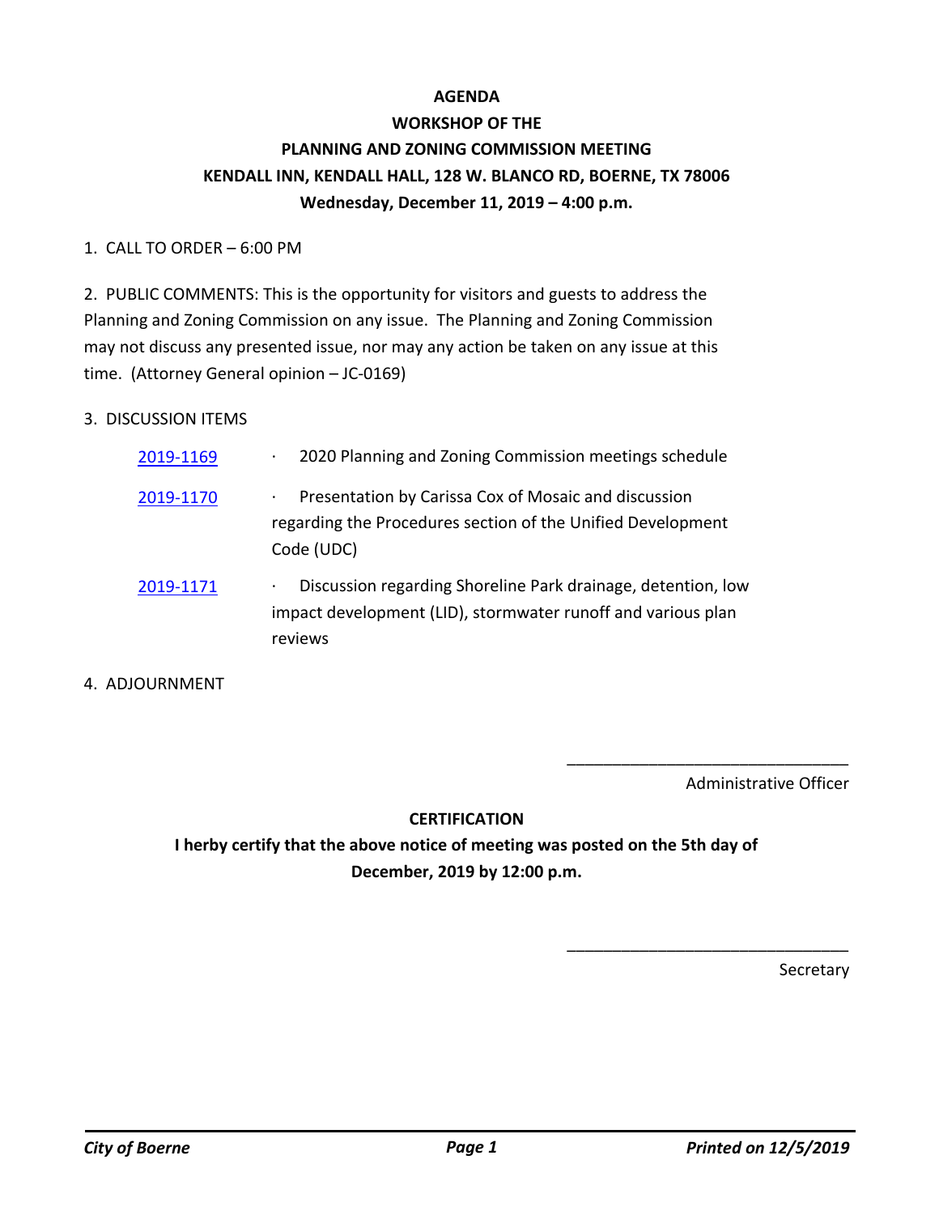# AGENDA

## WORKSHOP OF THE

## PLANNING AND ZONING COMMISSION MEETING

## KENDALL INN, KENDALL HALL, 128 W. BLANCO RD, BOERNE, TX 78006

## Wednesday, December 11, 2019 – 4:00 p.m.

1. CALL TO ORDER – 6:00 PM

2. PUBLIC COMMENTS: This is the opportunity for visitors and guests to address the Planning and Zoning Commission on any issue. The Planning and Zoning Commission may not discuss any presented issue, nor may any action be taken on any issue at this time. (Attorney General opinion – JC-0169)

3. DISCUSSION ITEMS

| | |
|---|---|
| 2019-1169 | · 2020 Planning and Zoning Commission meetings schedule |
| 2019-1170 | · Presentation by Carissa Cox of Mosaic and discussion regarding the Procedures section of the Unified Development Code (UDC) |
| 2019-1171 | · Discussion regarding Shoreline Park drainage, detention, low impact development (LID), stormwater runoff and various plan reviews |

4. ADJOURNMENT

\_\_\_\_\_\_\_\_\_\_\_\_\_\_\_\_\_\_\_\_\_\_\_\_\_\_\_\_\_\_

Administrative Officer

**CERTIFICATION**

**I herby certify that the above notice of meeting was posted on the 5th day of December, 2019 by 12:00 p.m.**

\_\_\_\_\_\_\_\_\_\_\_\_\_\_\_\_\_\_\_\_\_\_\_\_\_\_\_\_\_\_

Secretary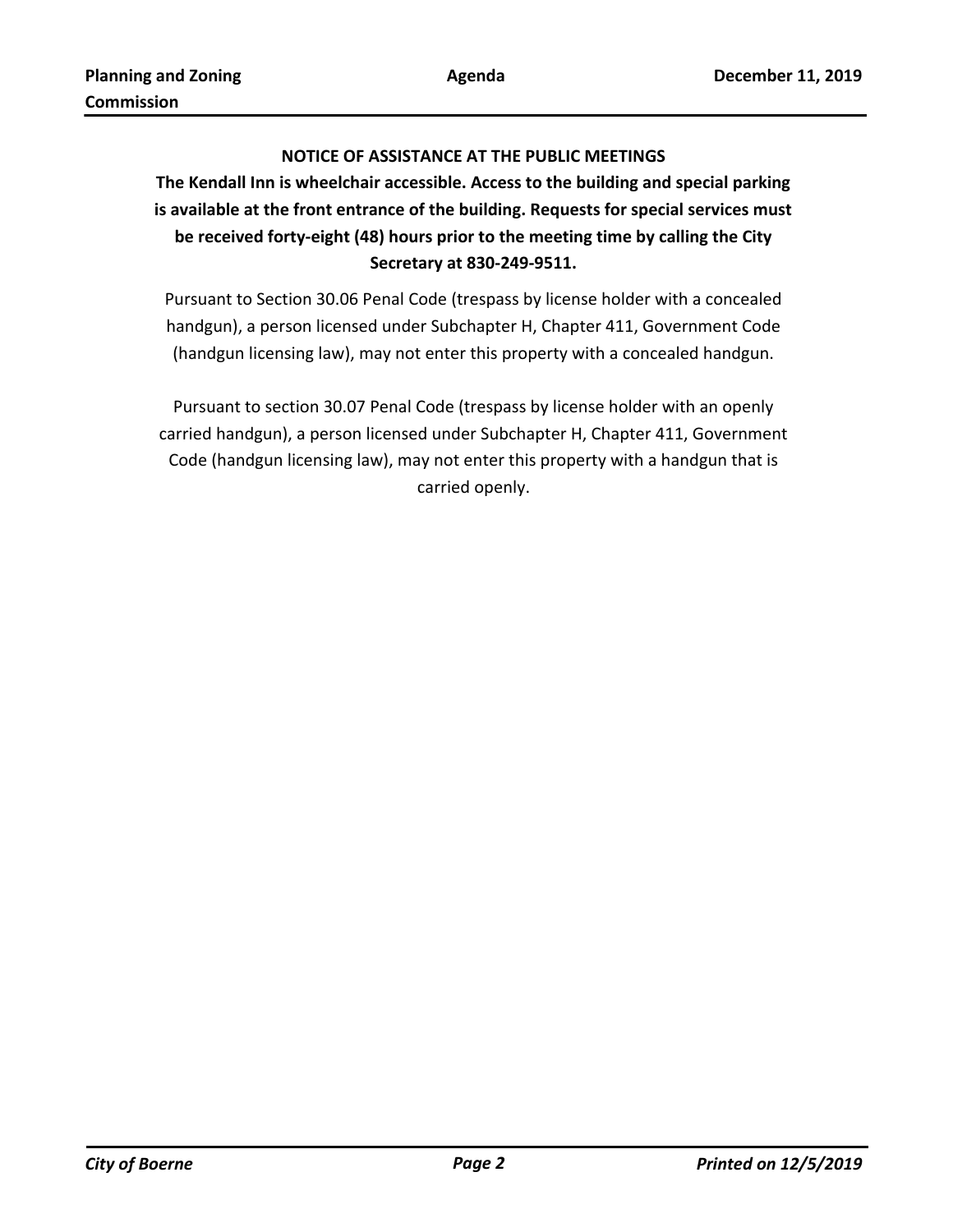**NOTICE OF ASSISTANCE AT THE PUBLIC MEETINGS**

**The Kendall Inn is wheelchair accessible. Access to the building and special parking is available at the front entrance of the building. Requests for special services must be received forty-eight (48) hours prior to the meeting time by calling the City Secretary at 830-249-9511.**

Pursuant to Section 30.06 Penal Code (trespass by license holder with a concealed handgun), a person licensed under Subchapter H, Chapter 411, Government Code (handgun licensing law), may not enter this property with a concealed handgun.

Pursuant to section 30.07 Penal Code (trespass by license holder with an openly carried handgun), a person licensed under Subchapter H, Chapter 411, Government Code (handgun licensing law), may not enter this property with a handgun that is carried openly.